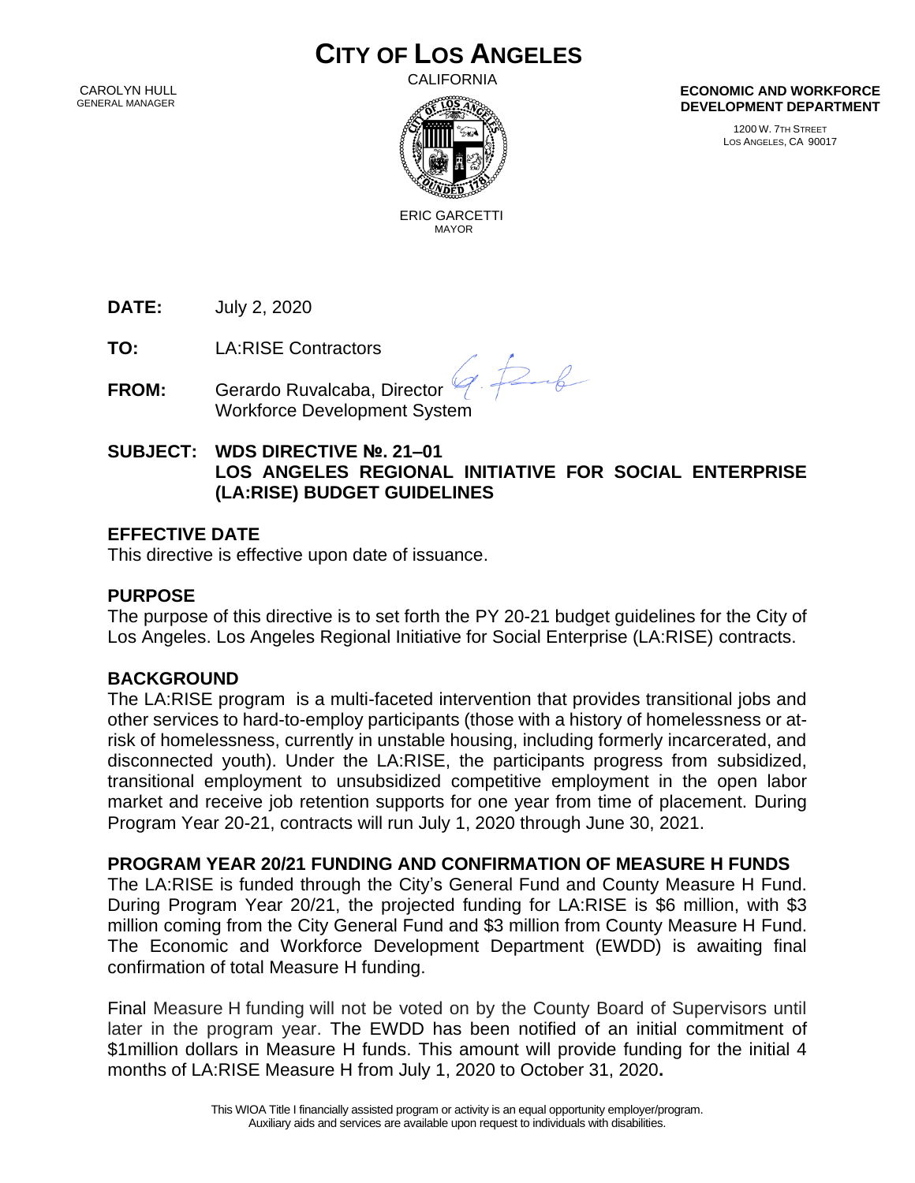# CITY OF LOS ANGELES

CALIFORNIA

CAROLYN HULL
GENERAL MANAGER

ERIC GARCETTI
MAYOR

**ECONOMIC AND WORKFORCE DEVELOPMENT DEPARTMENT**

1200 W. 7TH STREET
LOS ANGELES, CA 90017

**DATE:** July 2, 2020

**TO:** LA:RISE Contractors

**FROM:** Gerardo Ruvalcaba, Director
Workforce Development System

**SUBJECT: WDS DIRECTIVE №. 21–01**
**LOS ANGELES REGIONAL INITIATIVE FOR SOCIAL ENTERPRISE (LA:RISE) BUDGET GUIDELINES**

## EFFECTIVE DATE

This directive is effective upon date of issuance.

## PURPOSE

The purpose of this directive is to set forth the PY 20-21 budget guidelines for the City of Los Angeles. Los Angeles Regional Initiative for Social Enterprise (LA:RISE) contracts.

## BACKGROUND

The LA:RISE program is a multi-faceted intervention that provides transitional jobs and other services to hard-to-employ participants (those with a history of homelessness or at-risk of homelessness, currently in unstable housing, including formerly incarcerated, and disconnected youth). Under the LA:RISE, the participants progress from subsidized, transitional employment to unsubsidized competitive employment in the open labor market and receive job retention supports for one year from time of placement. During Program Year 20-21, contracts will run July 1, 2020 through June 30, 2021.

## PROGRAM YEAR 20/21 FUNDING AND CONFIRMATION OF MEASURE H FUNDS

The LA:RISE is funded through the City's General Fund and County Measure H Fund. During Program Year 20/21, the projected funding for LA:RISE is $6 million, with $3 million coming from the City General Fund and $3 million from County Measure H Fund. The Economic and Workforce Development Department (EWDD) is awaiting final confirmation of total Measure H funding.

Final Measure H funding will not be voted on by the County Board of Supervisors until later in the program year. The EWDD has been notified of an initial commitment of $1million dollars in Measure H funds. This amount will provide funding for the initial 4 months of LA:RISE Measure H from July 1, 2020 to October 31, 2020**.**

This WIOA Title I financially assisted program or activity is an equal opportunity employer/program.
Auxiliary aids and services are available upon request to individuals with disabilities.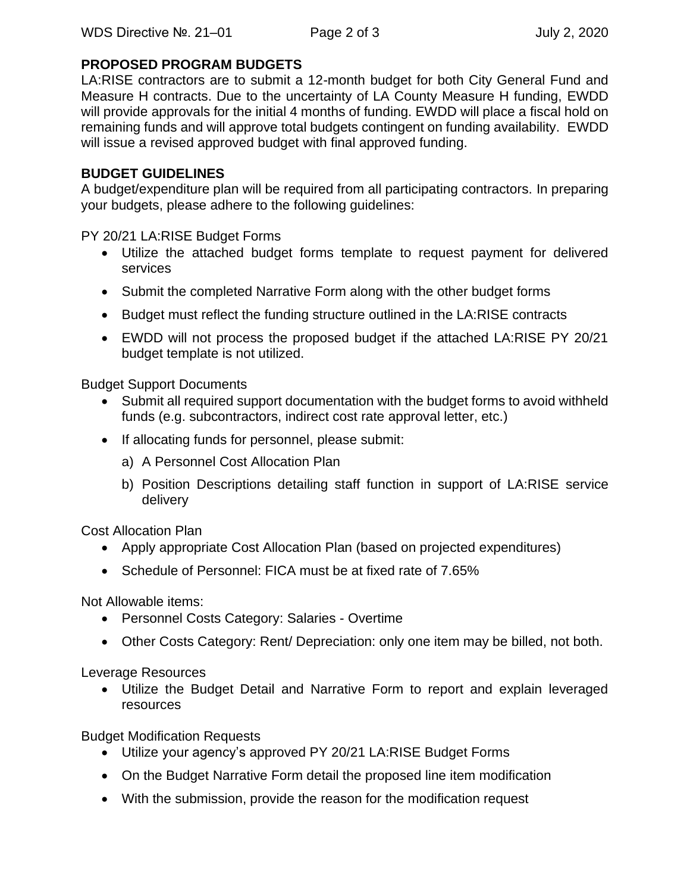## PROPOSED PROGRAM BUDGETS

LA:RISE contractors are to submit a 12-month budget for both City General Fund and Measure H contracts. Due to the uncertainty of LA County Measure H funding, EWDD will provide approvals for the initial 4 months of funding. EWDD will place a fiscal hold on remaining funds and will approve total budgets contingent on funding availability. EWDD will issue a revised approved budget with final approved funding.

## BUDGET GUIDELINES

A budget/expenditure plan will be required from all participating contractors. In preparing your budgets, please adhere to the following guidelines:

PY 20/21 LA:RISE Budget Forms

- Utilize the attached budget forms template to request payment for delivered services
- Submit the completed Narrative Form along with the other budget forms
- Budget must reflect the funding structure outlined in the LA:RISE contracts
- EWDD will not process the proposed budget if the attached LA:RISE PY 20/21 budget template is not utilized.

Budget Support Documents

- Submit all required support documentation with the budget forms to avoid withheld funds (e.g. subcontractors, indirect cost rate approval letter, etc.)
- If allocating funds for personnel, please submit:
  a) A Personnel Cost Allocation Plan
  b) Position Descriptions detailing staff function in support of LA:RISE service delivery

Cost Allocation Plan

- Apply appropriate Cost Allocation Plan (based on projected expenditures)
- Schedule of Personnel: FICA must be at fixed rate of 7.65%

Not Allowable items:

- Personnel Costs Category: Salaries - Overtime
- Other Costs Category: Rent/ Depreciation: only one item may be billed, not both.

Leverage Resources

- Utilize the Budget Detail and Narrative Form to report and explain leveraged resources

Budget Modification Requests

- Utilize your agency's approved PY 20/21 LA:RISE Budget Forms
- On the Budget Narrative Form detail the proposed line item modification
- With the submission, provide the reason for the modification request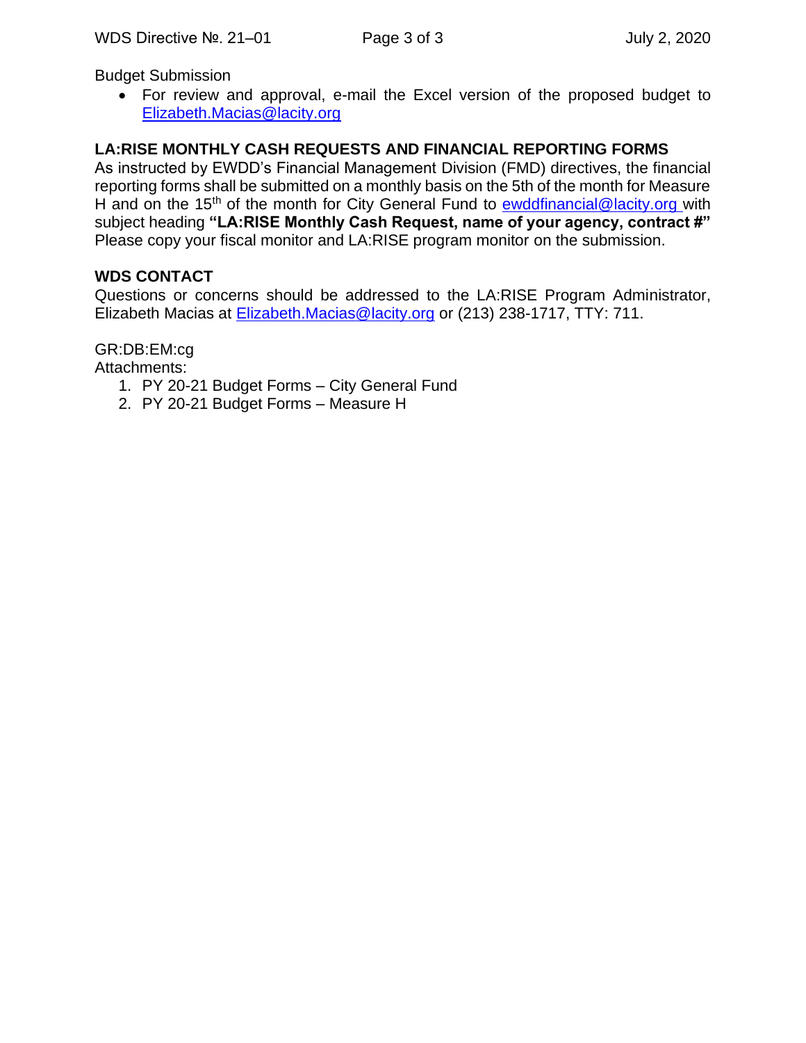Budget Submission

- For review and approval, e-mail the Excel version of the proposed budget to Elizabeth.Macias@lacity.org

## LA:RISE MONTHLY CASH REQUESTS AND FINANCIAL REPORTING FORMS

As instructed by EWDD's Financial Management Division (FMD) directives, the financial reporting forms shall be submitted on a monthly basis on the 5th of the month for Measure H and on the 15th of the month for City General Fund to ewddfinancial@lacity.org with subject heading **"LA:RISE Monthly Cash Request, name of your agency, contract #"** Please copy your fiscal monitor and LA:RISE program monitor on the submission.

## WDS CONTACT

Questions or concerns should be addressed to the LA:RISE Program Administrator, Elizabeth Macias at Elizabeth.Macias@lacity.org or (213) 238-1717, TTY: 711.

GR:DB:EM:cg

Attachments:

1. PY 20-21 Budget Forms – City General Fund
2. PY 20-21 Budget Forms – Measure H